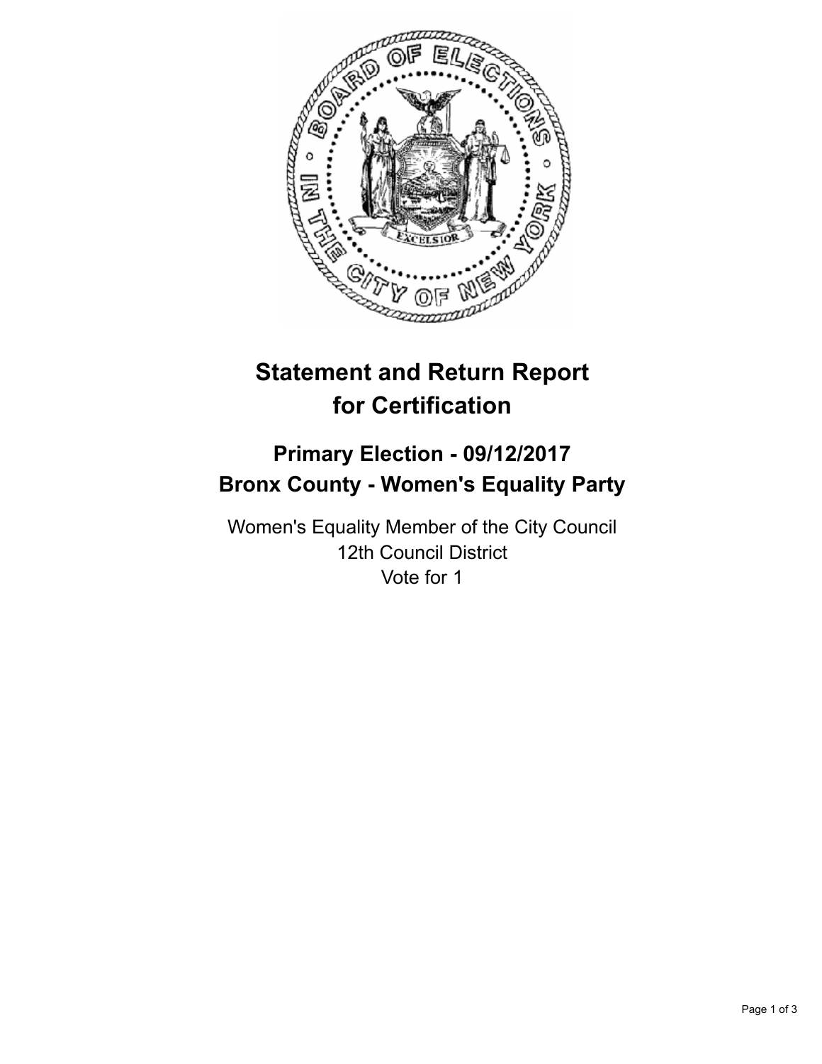# Statement and Return Report for Certification

## Primary Election - 09/12/2017
## Bronx County - Women's Equality Party

Women's Equality Member of the City Council
12th Council District
Vote for 1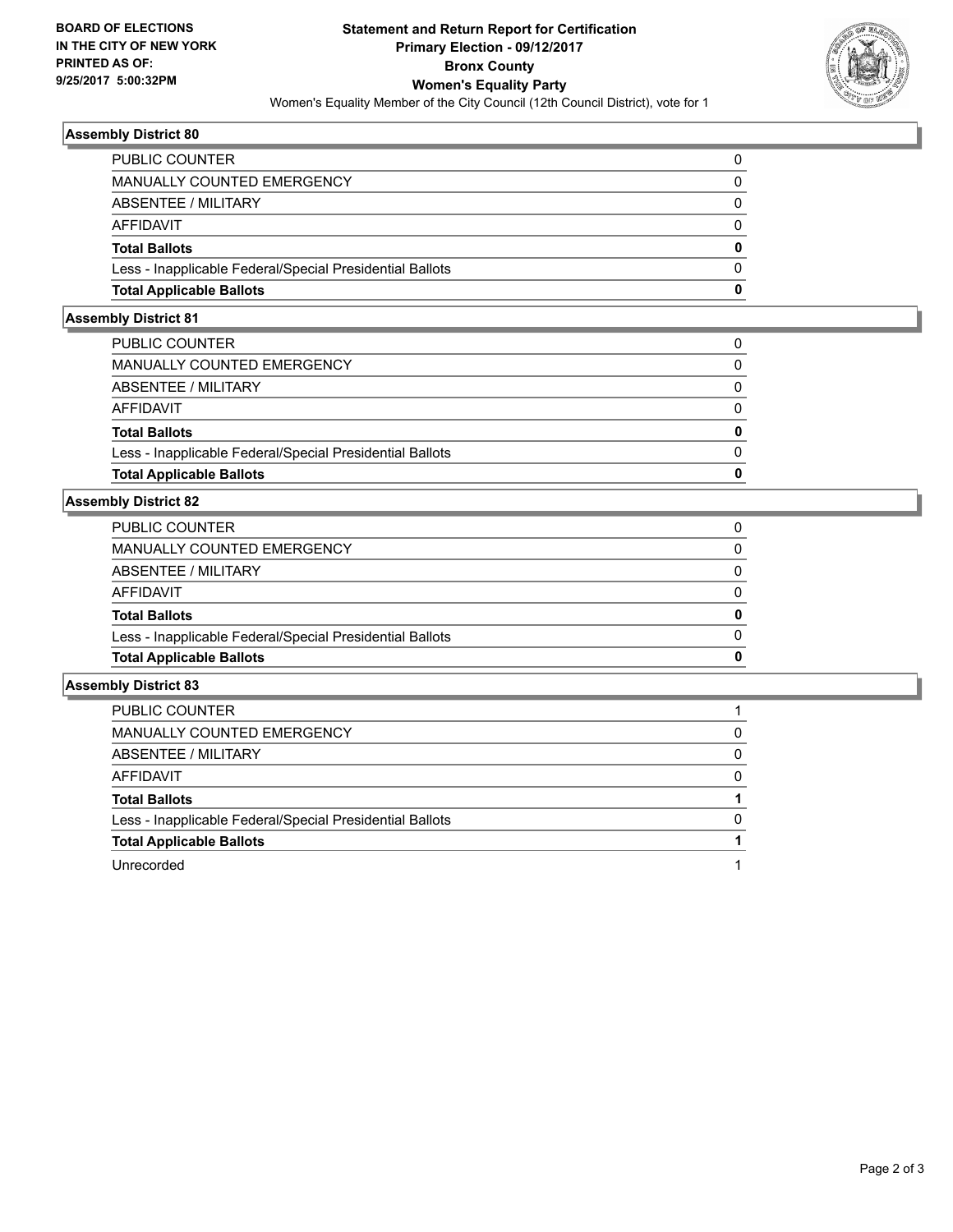**BOARD OF ELECTIONS IN THE CITY OF NEW YORK PRINTED AS OF: 9/25/2017 5:00:32PM**

# Statement and Return Report for Certification
## Primary Election - 09/12/2017
## Bronx County
## Women's Equality Party

Women's Equality Member of the City Council (12th Council District), vote for 1

### Assembly District 80

| | |
|---|---|
| PUBLIC COUNTER | 0 |
| MANUALLY COUNTED EMERGENCY | 0 |
| ABSENTEE / MILITARY | 0 |
| AFFIDAVIT | 0 |
| **Total Ballots** | **0** |
| Less - Inapplicable Federal/Special Presidential Ballots | 0 |
| **Total Applicable Ballots** | **0** |

### Assembly District 81

| | |
|---|---|
| PUBLIC COUNTER | 0 |
| MANUALLY COUNTED EMERGENCY | 0 |
| ABSENTEE / MILITARY | 0 |
| AFFIDAVIT | 0 |
| **Total Ballots** | **0** |
| Less - Inapplicable Federal/Special Presidential Ballots | 0 |
| **Total Applicable Ballots** | **0** |

### Assembly District 82

| | |
|---|---|
| PUBLIC COUNTER | 0 |
| MANUALLY COUNTED EMERGENCY | 0 |
| ABSENTEE / MILITARY | 0 |
| AFFIDAVIT | 0 |
| **Total Ballots** | **0** |
| Less - Inapplicable Federal/Special Presidential Ballots | 0 |
| **Total Applicable Ballots** | **0** |

### Assembly District 83

| | |
|---|---|
| PUBLIC COUNTER | 1 |
| MANUALLY COUNTED EMERGENCY | 0 |
| ABSENTEE / MILITARY | 0 |
| AFFIDAVIT | 0 |
| **Total Ballots** | **1** |
| Less - Inapplicable Federal/Special Presidential Ballots | 0 |
| **Total Applicable Ballots** | **1** |
| Unrecorded | 1 |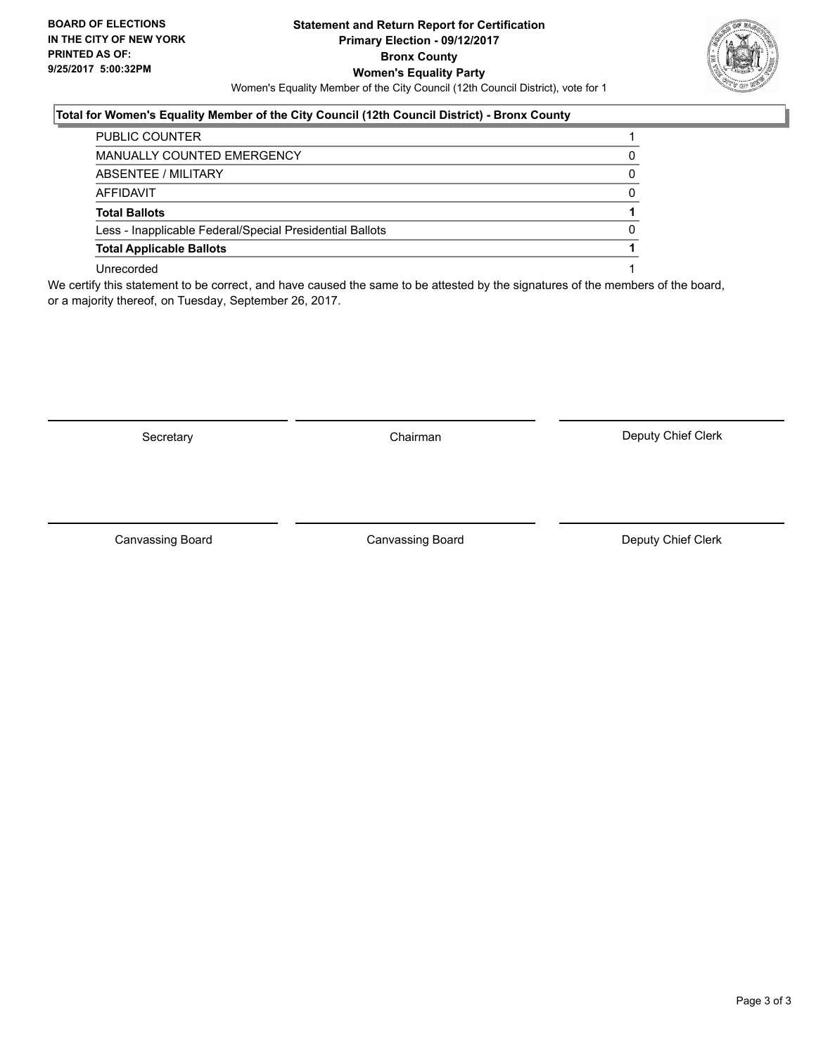**BOARD OF ELECTIONS IN THE CITY OF NEW YORK PRINTED AS OF: 9/25/2017 5:00:32PM**

**Statement and Return Report for Certification**
**Primary Election - 09/12/2017**
**Bronx County**
**Women's Equality Party**

Women's Equality Member of the City Council (12th Council District), vote for 1

### Total for Women's Equality Member of the City Council (12th Council District) - Bronx County

| | |
|---|---|
| PUBLIC COUNTER | 1 |
| MANUALLY COUNTED EMERGENCY | 0 |
| ABSENTEE / MILITARY | 0 |
| AFFIDAVIT | 0 |
| **Total Ballots** | **1** |
| Less - Inapplicable Federal/Special Presidential Ballots | 0 |
| **Total Applicable Ballots** | **1** |
| Unrecorded | 1 |

We certify this statement to be correct, and have caused the same to be attested by the signatures of the members of the board, or a majority thereof, on Tuesday, September 26, 2017.

| | | |
|---|---|---|
| Secretary | Chairman | Deputy Chief Clerk |
| Canvassing Board | Canvassing Board | Deputy Chief Clerk |